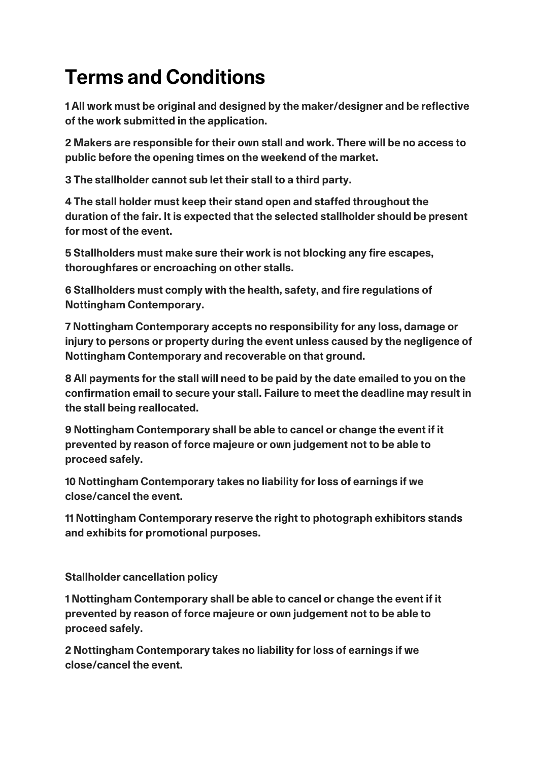# Terms and Conditions

**1 All work must be original and designed by the maker/designer and be reflective of the work submitted in the application.**

**2 Makers are responsible for their own stall and work. There will be no access to public before the opening times on the weekend of the market.**

**3 The stallholder cannot sub let their stall to a third party.**

**4 The stall holder must keep their stand open and staffed throughout the duration of the fair. It is expected that the selected stallholder should be present for most of the event.**

**5 Stallholders must make sure their work is not blocking any fire escapes, thoroughfares or encroaching on other stalls.**

**6 Stallholders must comply with the health, safety, and fire regulations of Nottingham Contemporary.**

**7 Nottingham Contemporary accepts no responsibility for any loss, damage or injury to persons or property during the event unless caused by the negligence of Nottingham Contemporary and recoverable on that ground.**

**8 All payments for the stall will need to be paid by the date emailed to you on the confirmation email to secure your stall. Failure to meet the deadline may result in the stall being reallocated.**

**9 Nottingham Contemporary shall be able to cancel or change the event if it prevented by reason of force majeure or own judgement not to be able to proceed safely.**

**10 Nottingham Contemporary takes no liability for loss of earnings if we close/cancel the event.**

**11 Nottingham Contemporary reserve the right to photograph exhibitors stands and exhibits for promotional purposes.**

**Stallholder cancellation policy**

**1 Nottingham Contemporary shall be able to cancel or change the event if it prevented by reason of force majeure or own judgement not to be able to proceed safely.**

**2 Nottingham Contemporary takes no liability for loss of earnings if we close/cancel the event.**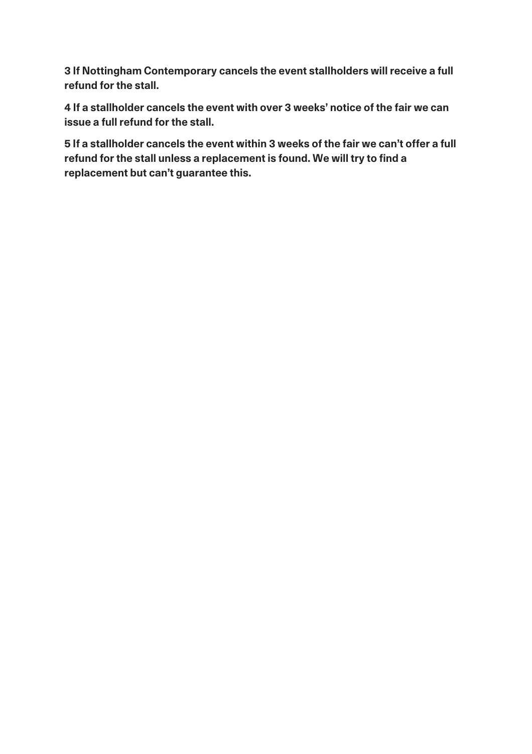**3 If Nottingham Contemporary cancels the event stallholders will receive a full refund for the stall.**

**4 If a stallholder cancels the event with over 3 weeks' notice of the fair we can issue a full refund for the stall.**

**5 If a stallholder cancels the event within 3 weeks of the fair we can't offer a full refund for the stall unless a replacement is found. We will try to find a replacement but can't guarantee this.**